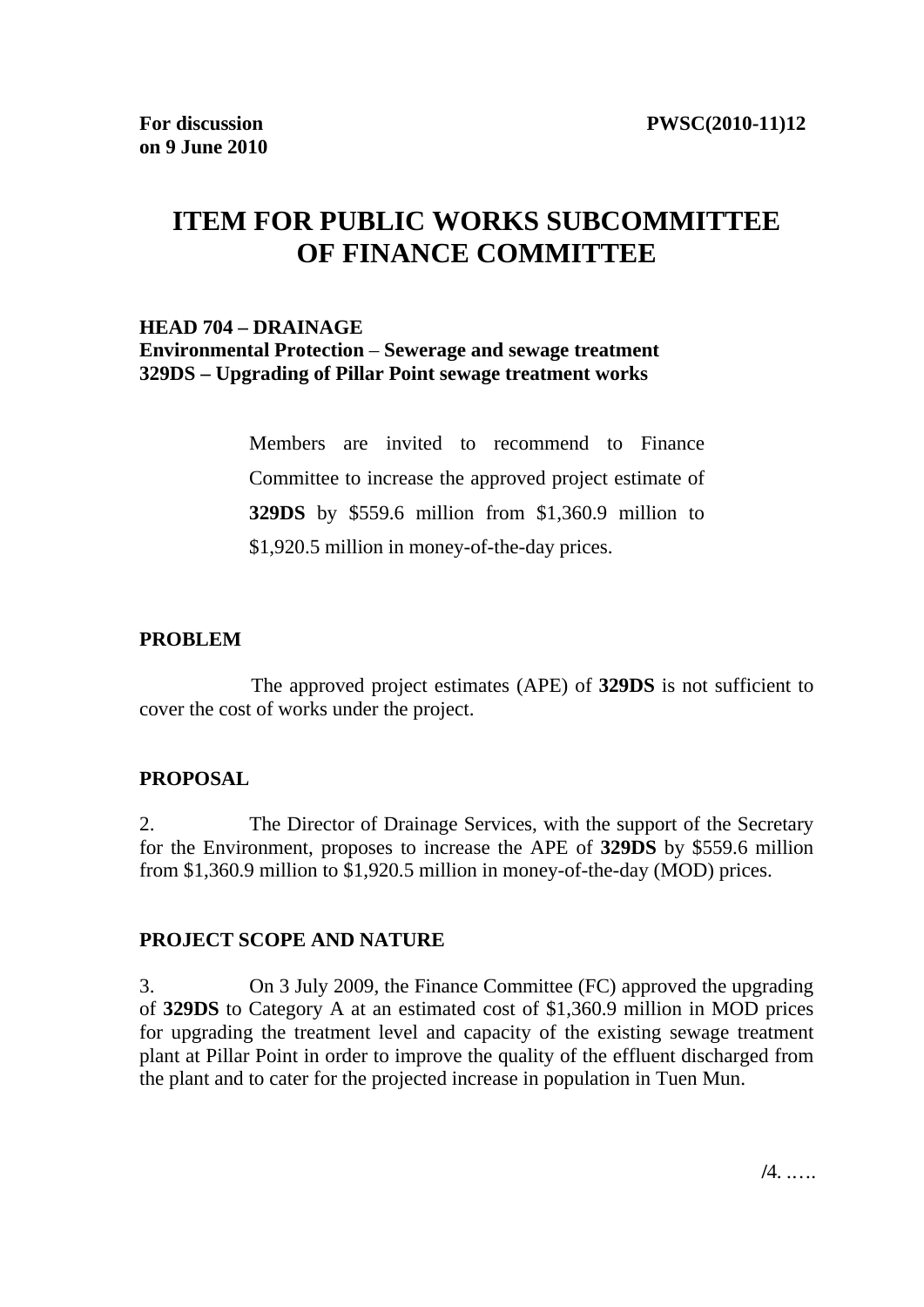**For discussion on 9 June 2010**

**PWSC(2010-11)12**

# ITEM FOR PUBLIC WORKS SUBCOMMITTEE OF FINANCE COMMITTEE

**HEAD 704 – DRAINAGE**
**Environmental Protection – Sewerage and sewage treatment**
**329DS – Upgrading of Pillar Point sewage treatment works**

Members are invited to recommend to Finance Committee to increase the approved project estimate of **329DS** by $559.6 million from $1,360.9 million to $1,920.5 million in money-of-the-day prices.

## PROBLEM

The approved project estimates (APE) of **329DS** is not sufficient to cover the cost of works under the project.

## PROPOSAL

2. The Director of Drainage Services, with the support of the Secretary for the Environment, proposes to increase the APE of **329DS** by $559.6 million from $1,360.9 million to $1,920.5 million in money-of-the-day (MOD) prices.

## PROJECT SCOPE AND NATURE

3. On 3 July 2009, the Finance Committee (FC) approved the upgrading of **329DS** to Category A at an estimated cost of $1,360.9 million in MOD prices for upgrading the treatment level and capacity of the existing sewage treatment plant at Pillar Point in order to improve the quality of the effluent discharged from the plant and to cater for the projected increase in population in Tuen Mun.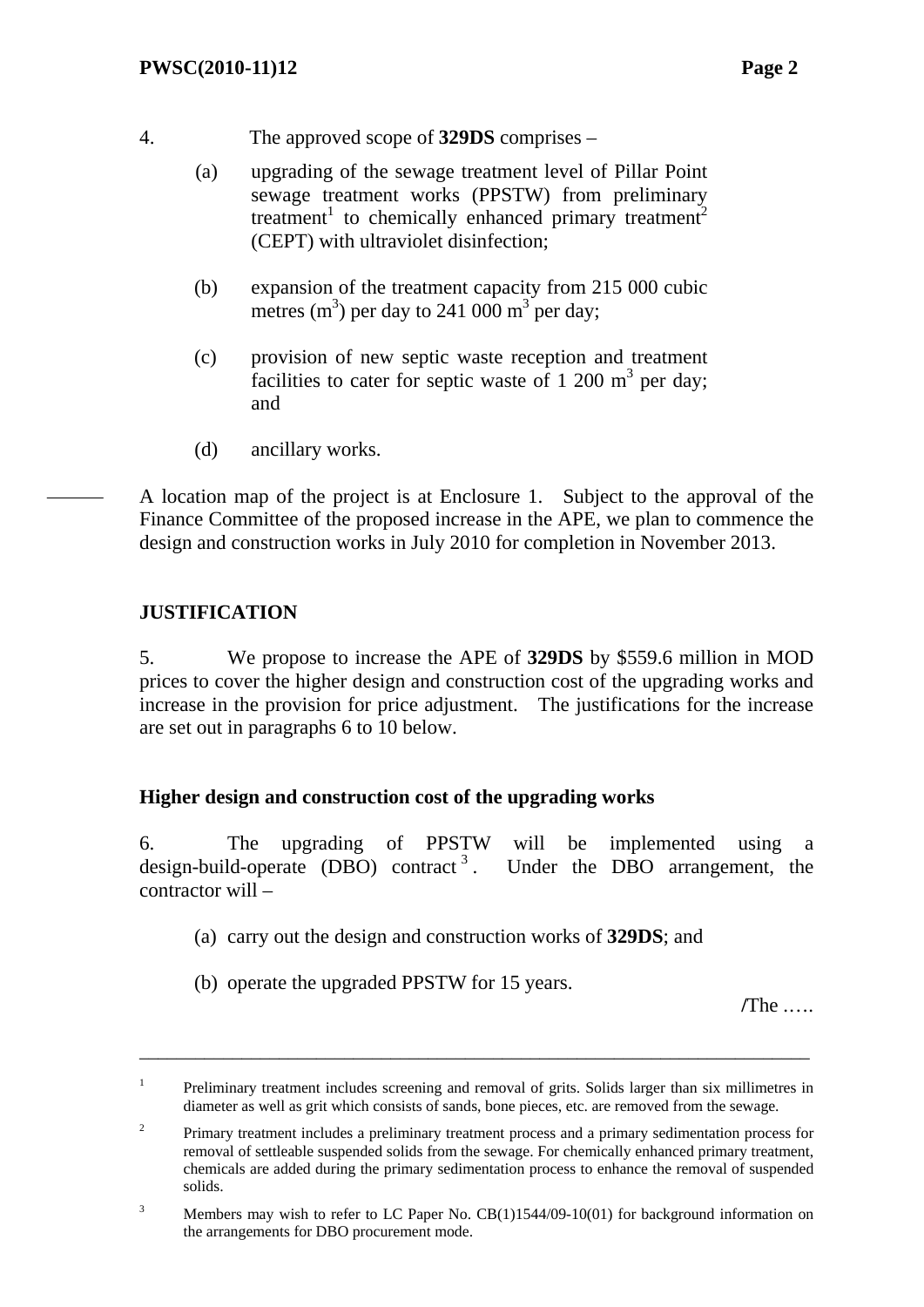4. The approved scope of **329DS** comprises –

(a) upgrading of the sewage treatment level of Pillar Point sewage treatment works (PPSTW) from preliminary treatment[1] to chemically enhanced primary treatment[2] (CEPT) with ultraviolet disinfection;

(b) expansion of the treatment capacity from 215 000 cubic metres ($m^3$) per day to 241 000 $m^3$ per day;

(c) provision of new septic waste reception and treatment facilities to cater for septic waste of 1 200 $m^3$ per day; and

(d) ancillary works.

A location map of the project is at Enclosure 1. Subject to the approval of the Finance Committee of the proposed increase in the APE, we plan to commence the design and construction works in July 2010 for completion in November 2013.

## JUSTIFICATION

5. We propose to increase the APE of **329DS** by $559.6 million in MOD prices to cover the higher design and construction cost of the upgrading works and increase in the provision for price adjustment. The justifications for the increase are set out in paragraphs 6 to 10 below.

### Higher design and construction cost of the upgrading works

6. The upgrading of PPSTW will be implemented using a design-build-operate (DBO) contract[3]. Under the DBO arrangement, the contractor will –

(a) carry out the design and construction works of **329DS**; and

(b) operate the upgraded PPSTW for 15 years.

/The .....

---

[1] Preliminary treatment includes screening and removal of grits. Solids larger than six millimetres in diameter as well as grit which consists of sands, bone pieces, etc. are removed from the sewage.

[2] Primary treatment includes a preliminary treatment process and a primary sedimentation process for removal of settleable suspended solids from the sewage. For chemically enhanced primary treatment, chemicals are added during the primary sedimentation process to enhance the removal of suspended solids.

[3] Members may wish to refer to LC Paper No. CB(1)1544/09-10(01) for background information on the arrangements for DBO procurement mode.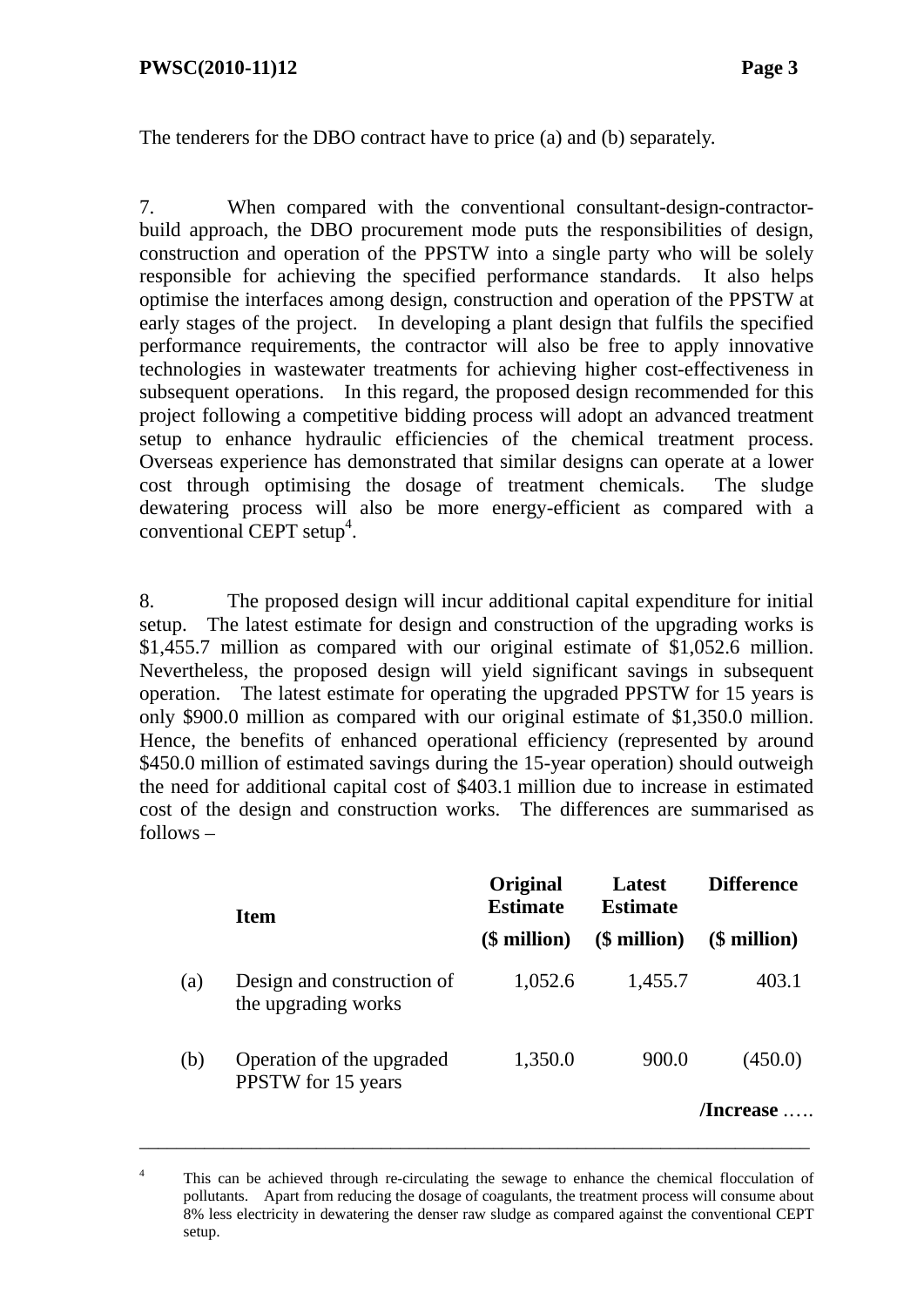The tenderers for the DBO contract have to price (a) and (b) separately.

7. When compared with the conventional consultant-design-contractor-build approach, the DBO procurement mode puts the responsibilities of design, construction and operation of the PPSTW into a single party who will be solely responsible for achieving the specified performance standards. It also helps optimise the interfaces among design, construction and operation of the PPSTW at early stages of the project. In developing a plant design that fulfils the specified performance requirements, the contractor will also be free to apply innovative technologies in wastewater treatments for achieving higher cost-effectiveness in subsequent operations. In this regard, the proposed design recommended for this project following a competitive bidding process will adopt an advanced treatment setup to enhance hydraulic efficiencies of the chemical treatment process. Overseas experience has demonstrated that similar designs can operate at a lower cost through optimising the dosage of treatment chemicals. The sludge dewatering process will also be more energy-efficient as compared with a conventional CEPT setup[4].

8. The proposed design will incur additional capital expenditure for initial setup. The latest estimate for design and construction of the upgrading works is $1,455.7 million as compared with our original estimate of $1,052.6 million. Nevertheless, the proposed design will yield significant savings in subsequent operation. The latest estimate for operating the upgraded PPSTW for 15 years is only $900.0 million as compared with our original estimate of $1,350.0 million. Hence, the benefits of enhanced operational efficiency (represented by around $450.0 million of estimated savings during the 15-year operation) should outweigh the need for additional capital cost of $403.1 million due to increase in estimated cost of the design and construction works. The differences are summarised as follows –

| | Item | Original Estimate ($ million) | Latest Estimate ($ million) | Difference ($ million) |
|---|---|---|---|---|
| (a) | Design and construction of the upgrading works | 1,052.6 | 1,455.7 | 403.1 |
| (b) | Operation of the upgraded PPSTW for 15 years | 1,350.0 | 900.0 | (450.0) |

/Increase …..

---

[4] This can be achieved through re-circulating the sewage to enhance the chemical flocculation of pollutants. Apart from reducing the dosage of coagulants, the treatment process will consume about 8% less electricity in dewatering the denser raw sludge as compared against the conventional CEPT setup.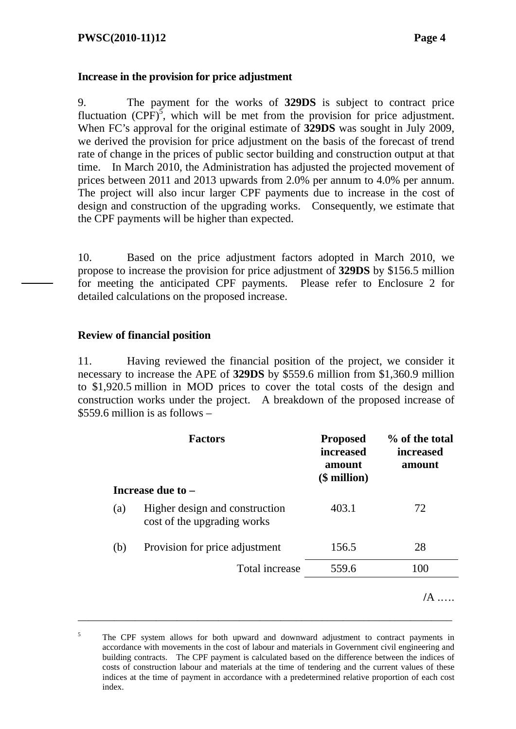### Increase in the provision for price adjustment

9. The payment for the works of **329DS** is subject to contract price fluctuation (CPF)[5], which will be met from the provision for price adjustment. When FC's approval for the original estimate of **329DS** was sought in July 2009, we derived the provision for price adjustment on the basis of the forecast of trend rate of change in the prices of public sector building and construction output at that time. In March 2010, the Administration has adjusted the projected movement of prices between 2011 and 2013 upwards from 2.0% per annum to 4.0% per annum. The project will also incur larger CPF payments due to increase in the cost of design and construction of the upgrading works. Consequently, we estimate that the CPF payments will be higher than expected.

10. Based on the price adjustment factors adopted in March 2010, we propose to increase the provision for price adjustment of **329DS** by $156.5 million for meeting the anticipated CPF payments. Please refer to Enclosure 2 for detailed calculations on the proposed increase.

### Review of financial position

11. Having reviewed the financial position of the project, we consider it necessary to increase the APE of **329DS** by $559.6 million from $1,360.9 million to $1,920.5 million in MOD prices to cover the total costs of the design and construction works under the project. A breakdown of the proposed increase of $559.6 million is as follows –

| | **Factors** | **Proposed increased amount ($ million)** | **% of the total increased amount** |
|---|---|---|---|
| **Increase due to –** | | | |
| (a) | Higher design and construction cost of the upgrading works | 403.1 | 72 |
| (b) | Provision for price adjustment | 156.5 | 28 |
| | Total increase | 559.6 | 100 |

/A …..

---

[5] The CPF system allows for both upward and downward adjustment to contract payments in accordance with movements in the cost of labour and materials in Government civil engineering and building contracts. The CPF payment is calculated based on the difference between the indices of costs of construction labour and materials at the time of tendering and the current values of these indices at the time of payment in accordance with a predetermined relative proportion of each cost index.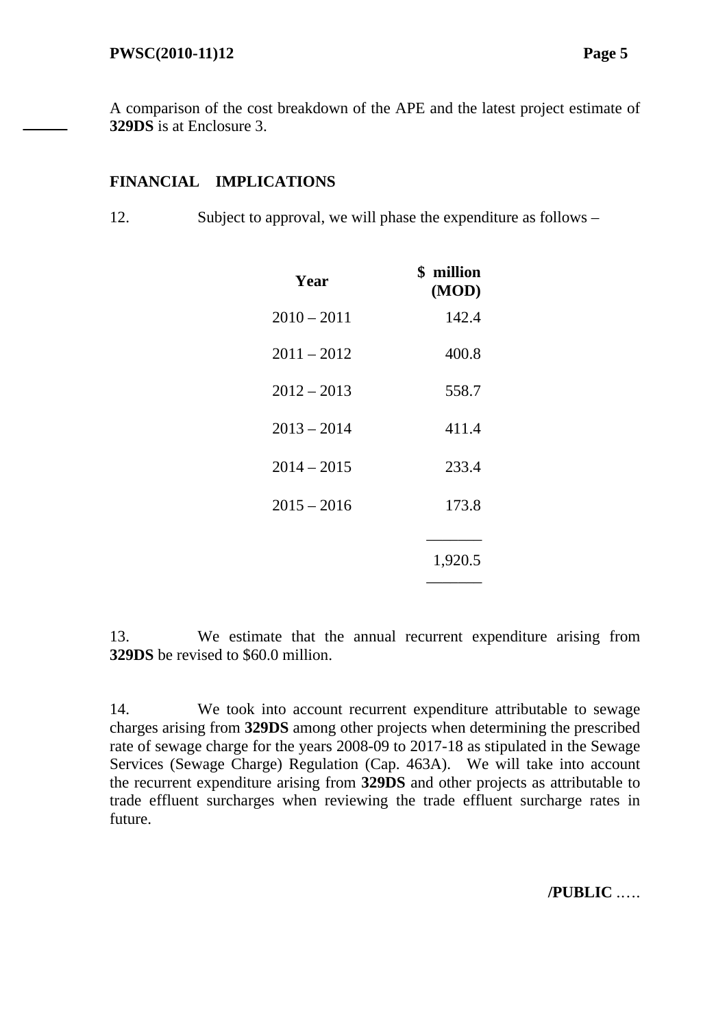A comparison of the cost breakdown of the APE and the latest project estimate of **329DS** is at Enclosure 3.

## FINANCIAL IMPLICATIONS

12. Subject to approval, we will phase the expenditure as follows –

| Year | $ million (MOD) |
|---|---|
| 2010 – 2011 | 142.4 |
| 2011 – 2012 | 400.8 |
| 2012 – 2013 | 558.7 |
| 2013 – 2014 | 411.4 |
| 2014 – 2015 | 233.4 |
| 2015 – 2016 | 173.8 |
| | 1,920.5 |

13. We estimate that the annual recurrent expenditure arising from **329DS** be revised to $60.0 million.

14. We took into account recurrent expenditure attributable to sewage charges arising from **329DS** among other projects when determining the prescribed rate of sewage charge for the years 2008-09 to 2017-18 as stipulated in the Sewage Services (Sewage Charge) Regulation (Cap. 463A). We will take into account the recurrent expenditure arising from **329DS** and other projects as attributable to trade effluent surcharges when reviewing the trade effluent surcharge rates in future.

**/PUBLIC** .....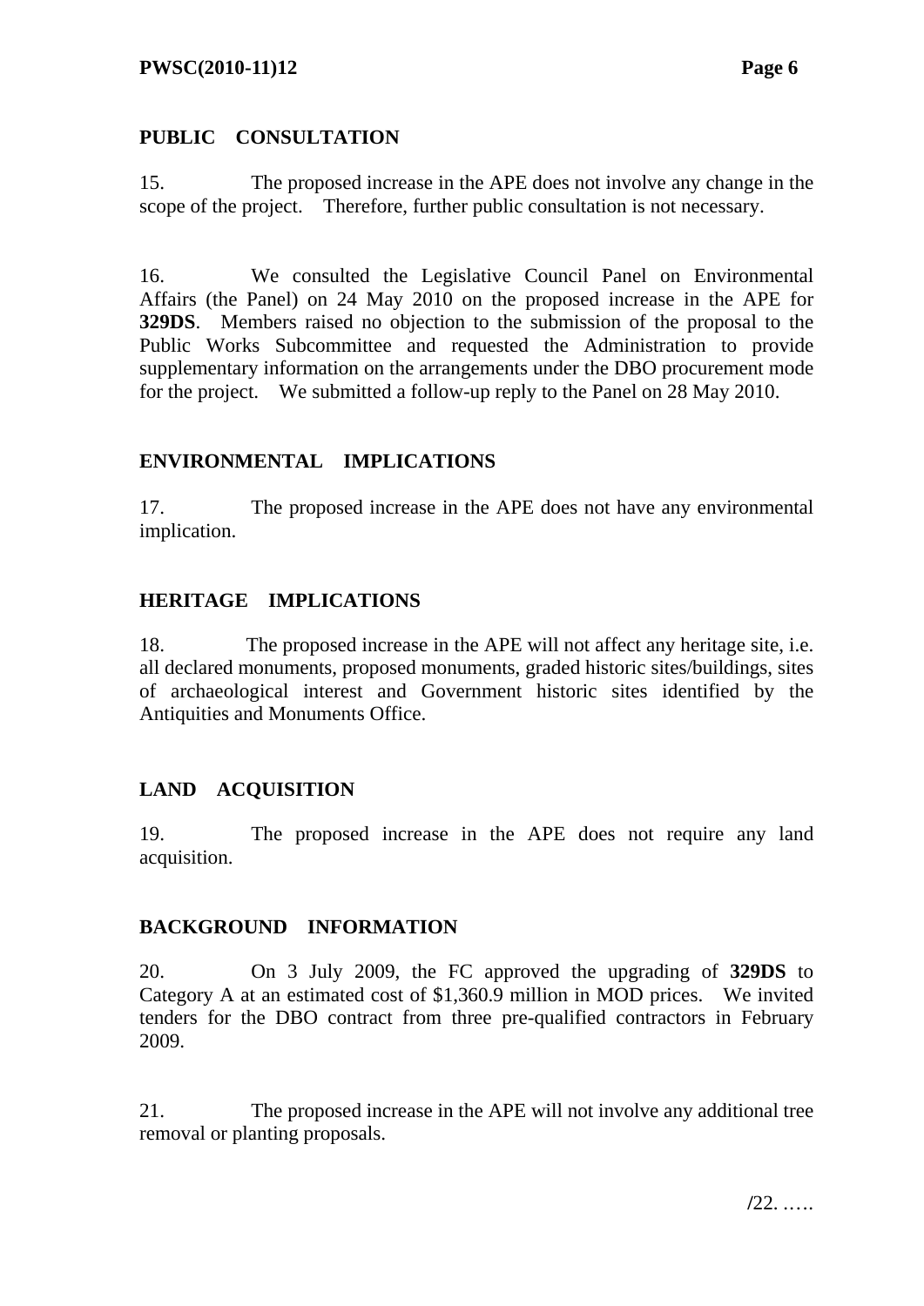## PUBLIC CONSULTATION

15. The proposed increase in the APE does not involve any change in the scope of the project. Therefore, further public consultation is not necessary.

16. We consulted the Legislative Council Panel on Environmental Affairs (the Panel) on 24 May 2010 on the proposed increase in the APE for **329DS**. Members raised no objection to the submission of the proposal to the Public Works Subcommittee and requested the Administration to provide supplementary information on the arrangements under the DBO procurement mode for the project. We submitted a follow-up reply to the Panel on 28 May 2010.

## ENVIRONMENTAL IMPLICATIONS

17. The proposed increase in the APE does not have any environmental implication.

## HERITAGE IMPLICATIONS

18. The proposed increase in the APE will not affect any heritage site, i.e. all declared monuments, proposed monuments, graded historic sites/buildings, sites of archaeological interest and Government historic sites identified by the Antiquities and Monuments Office.

## LAND ACQUISITION

19. The proposed increase in the APE does not require any land acquisition.

## BACKGROUND INFORMATION

20. On 3 July 2009, the FC approved the upgrading of **329DS** to Category A at an estimated cost of $1,360.9 million in MOD prices. We invited tenders for the DBO contract from three pre-qualified contractors in February 2009.

21. The proposed increase in the APE will not involve any additional tree removal or planting proposals.

/22. .....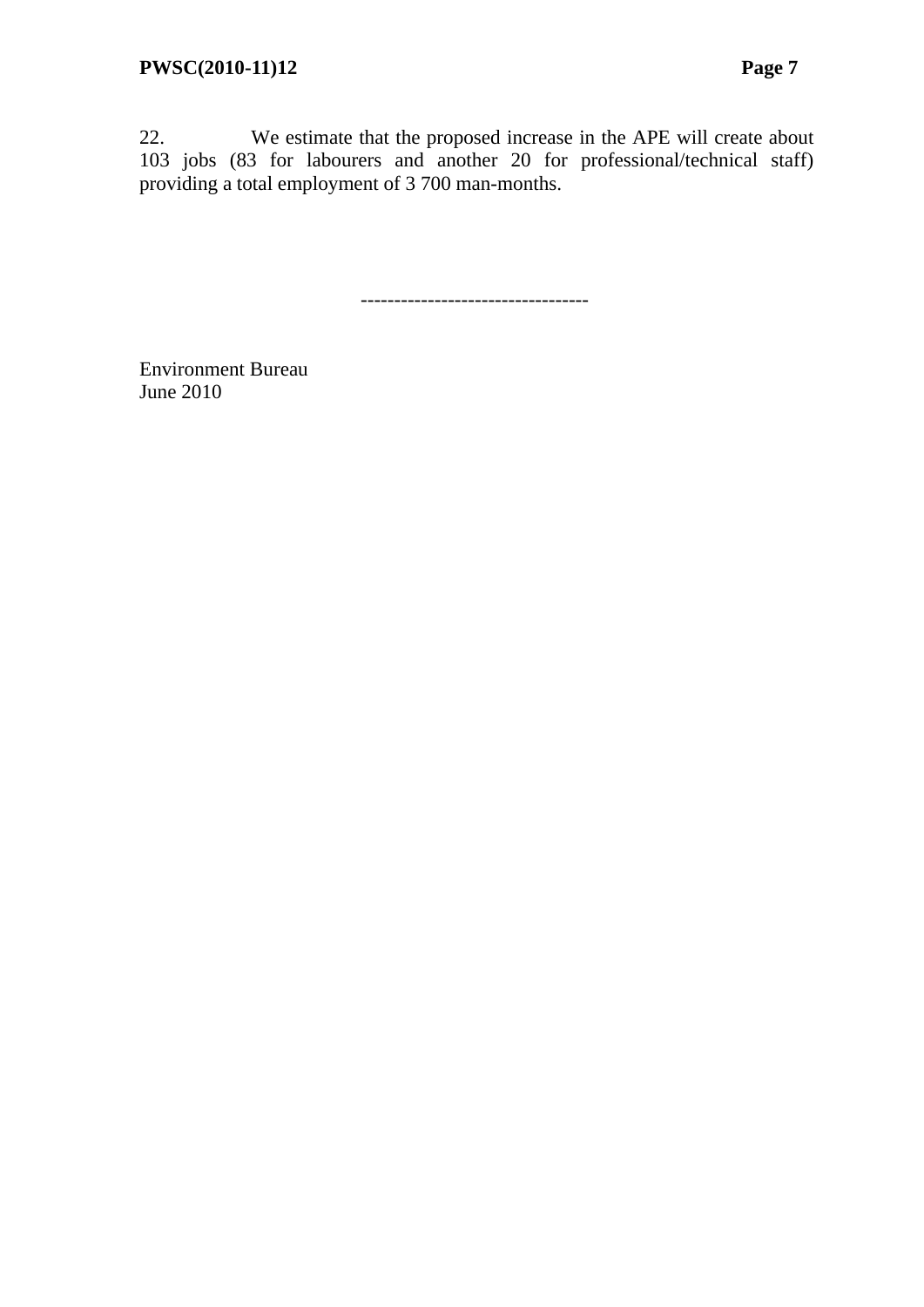22. We estimate that the proposed increase in the APE will create about 103 jobs (83 for labourers and another 20 for professional/technical staff) providing a total employment of 3 700 man-months.

----------------------------------

Environment Bureau
June 2010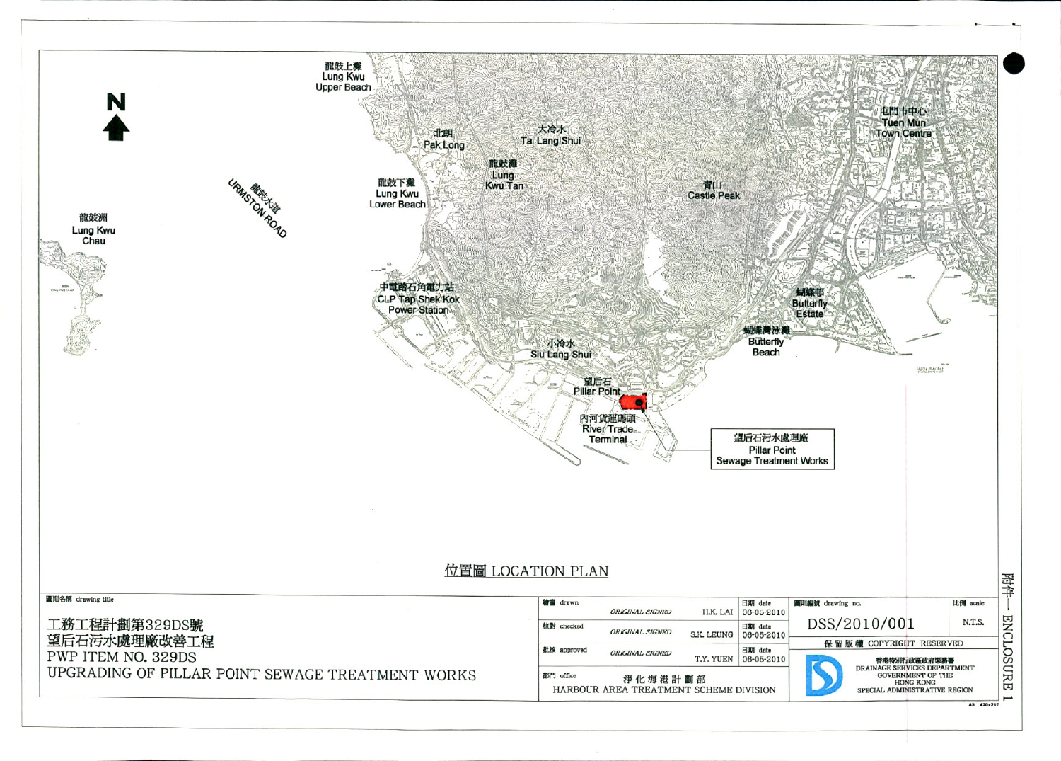附件一 ENCLOSURE 1

# 位置圖 LOCATION PLAN

龍鼓上灘 Lung Kwu Upper Beach

北朗 Pak Long

大冷水 Tai Lang Shui

龍鼓灘 Lung Kwu Tan

龍鼓下灘 Lung Kwu Lower Beach

龍鼓洲 Lung Kwu Chau

龍鼓大道 URMSTON ROAD

青山 Castle Peak

屯門市中心 Tuen Mun Town Centre

中電踏石角電力站 CLP Tap Shek Kok Power Station

蝴蝶邨 Butterfly Estate

蝴蝶灣泳灘 Butterfly Beach

小冷水 Siu Lang Shui

望后石 Pillar Point

內河貨運碼頭 River Trade Terminal

望后石污水處理廠 Pillar Point Sewage Treatment Works

| 圖則名稱 drawing title | 繪畫 drawn | | | 日期 date | 圖則編號 drawing no. | 比例 scale |
|---|---|---|---|---|---|---|
| 工務工程計劃第329DS號 望后石污水處理廠改善工程 PWP ITEM NO. 329DS UPGRADING OF PILLAR POINT SEWAGE TREATMENT WORKS | | ORIGINAL SIGNED | H.K. LAI | 06-05-2010 | DSS/2010/001 | N.T.S. |
| | 校對 checked | ORIGINAL SIGNED | S.K. LEUNG | 06-05-2010 | 保留版權 COPYRIGHT RESERVED | |
| | 批核 approved | ORIGINAL SIGNED | T.Y. YUEN | 06-05-2010 | 香港特別行政區政府渠務署 DRAINAGE SERVICES DEPARTMENT GOVERNMENT OF THE HONG KONG SPECIAL ADMINISTRATIVE REGION | |
| | 部門 office | 淨化海港計劃部 HARBOUR AREA TREATMENT SCHEME DIVISION | | | | |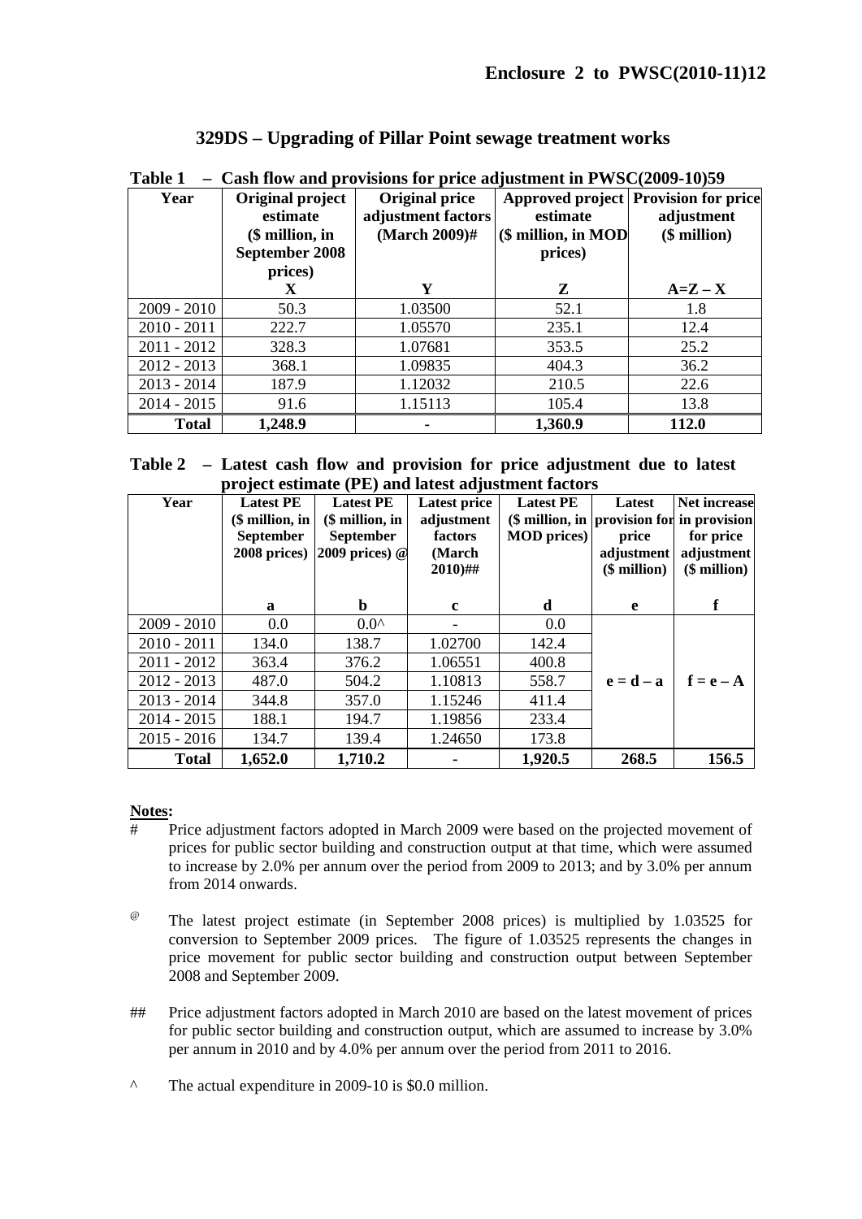**Enclosure 2 to PWSC(2010-11)12**

## 329DS – Upgrading of Pillar Point sewage treatment works

**Table 1 – Cash flow and provisions for price adjustment in PWSC(2009-10)59**

| Year | Original project estimate ($ million, in September 2008 prices) | Original price adjustment factors (March 2009)# | Approved project estimate ($ million, in MOD prices) | Provision for price adjustment ($ million) |
|---|---|---|---|---|
| | X | Y | Z | A=Z – X |
| 2009 - 2010 | 50.3 | 1.03500 | 52.1 | 1.8 |
| 2010 - 2011 | 222.7 | 1.05570 | 235.1 | 12.4 |
| 2011 - 2012 | 328.3 | 1.07681 | 353.5 | 25.2 |
| 2012 - 2013 | 368.1 | 1.09835 | 404.3 | 36.2 |
| 2013 - 2014 | 187.9 | 1.12032 | 210.5 | 22.6 |
| 2014 - 2015 | 91.6 | 1.15113 | 105.4 | 13.8 |
| **Total** | **1,248.9** | **-** | **1,360.9** | **112.0** |

**Table 2 – Latest cash flow and provision for price adjustment due to latest project estimate (PE) and latest adjustment factors**

| Year | Latest PE ($ million, in September 2008 prices) | Latest PE ($ million, in September 2009 prices) @ | Latest price adjustment factors (March 2010)## | Latest PE ($ million, in MOD prices) | Latest provision for price adjustment ($ million) | Net increase in provision for price adjustment ($ million) |
|---|---|---|---|---|---|---|
| | a | b | c | d | e | f |
| 2009 - 2010 | 0.0 | 0.0^ | - | 0.0 | | |
| 2010 - 2011 | 134.0 | 138.7 | 1.02700 | 142.4 | | |
| 2011 - 2012 | 363.4 | 376.2 | 1.06551 | 400.8 | | |
| 2012 - 2013 | 487.0 | 504.2 | 1.10813 | 558.7 | e = d – a | f = e – A |
| 2013 - 2014 | 344.8 | 357.0 | 1.15246 | 411.4 | | |
| 2014 - 2015 | 188.1 | 194.7 | 1.19856 | 233.4 | | |
| 2015 - 2016 | 134.7 | 139.4 | 1.24650 | 173.8 | | |
| **Total** | **1,652.0** | **1,710.2** | **-** | **1,920.5** | **268.5** | **156.5** |

**Notes:**

\# Price adjustment factors adopted in March 2009 were based on the projected movement of prices for public sector building and construction output at that time, which were assumed to increase by 2.0% per annum over the period from 2009 to 2013; and by 3.0% per annum from 2014 onwards.

@ The latest project estimate (in September 2008 prices) is multiplied by 1.03525 for conversion to September 2009 prices. The figure of 1.03525 represents the changes in price movement for public sector building and construction output between September 2008 and September 2009.

\## Price adjustment factors adopted in March 2010 are based on the latest movement of prices for public sector building and construction output, which are assumed to increase by 3.0% per annum in 2010 and by 4.0% per annum over the period from 2011 to 2016.

^ The actual expenditure in 2009-10 is $0.0 million.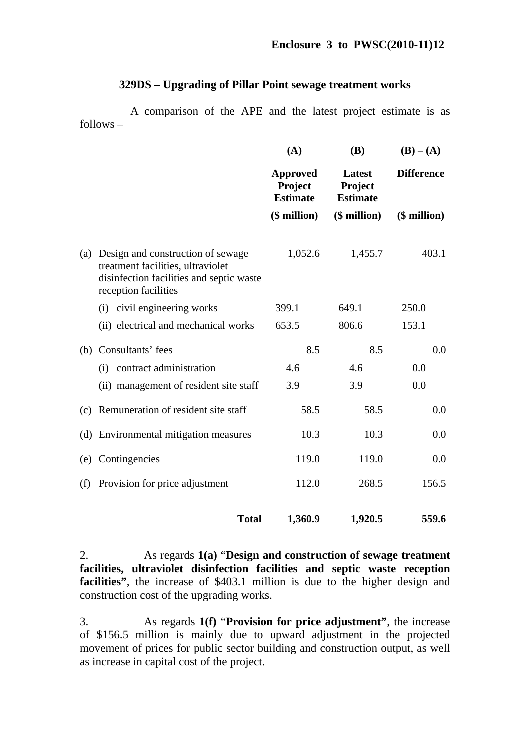**Enclosure 3 to PWSC(2010-11)12**

## 329DS – Upgrading of Pillar Point sewage treatment works

A comparison of the APE and the latest project estimate is as follows –

| | | (A) Approved Project Estimate ($ million) | | (B) Latest Project Estimate ($ million) | | (B) – (A) Difference ($ million) | |
|---|---|---|---|---|---|---|---|
| (a) | Design and construction of sewage treatment facilities, ultraviolet disinfection facilities and septic waste reception facilities | | 1,052.6 | | 1,455.7 | | 403.1 |
| | (i) civil engineering works | 399.1 | | 649.1 | | 250.0 | |
| | (ii) electrical and mechanical works | 653.5 | | 806.6 | | 153.1 | |
| (b) | Consultants' fees | | 8.5 | | 8.5 | | 0.0 |
| | (i) contract administration | 4.6 | | 4.6 | | 0.0 | |
| | (ii) management of resident site staff | 3.9 | | 3.9 | | 0.0 | |
| (c) | Remuneration of resident site staff | | 58.5 | | 58.5 | | 0.0 |
| (d) | Environmental mitigation measures | | 10.3 | | 10.3 | | 0.0 |
| (e) | Contingencies | | 119.0 | | 119.0 | | 0.0 |
| (f) | Provision for price adjustment | | 112.0 | | 268.5 | | 156.5 |
| | **Total** | | **1,360.9** | | **1,920.5** | | **559.6** |

2. As regards **1(a)** "**Design and construction of sewage treatment facilities, ultraviolet disinfection facilities and septic waste reception facilities"**, the increase of $403.1 million is due to the higher design and construction cost of the upgrading works.

3. As regards **1(f)** "**Provision for price adjustment"**, the increase of $156.5 million is mainly due to upward adjustment in the projected movement of prices for public sector building and construction output, as well as increase in capital cost of the project.